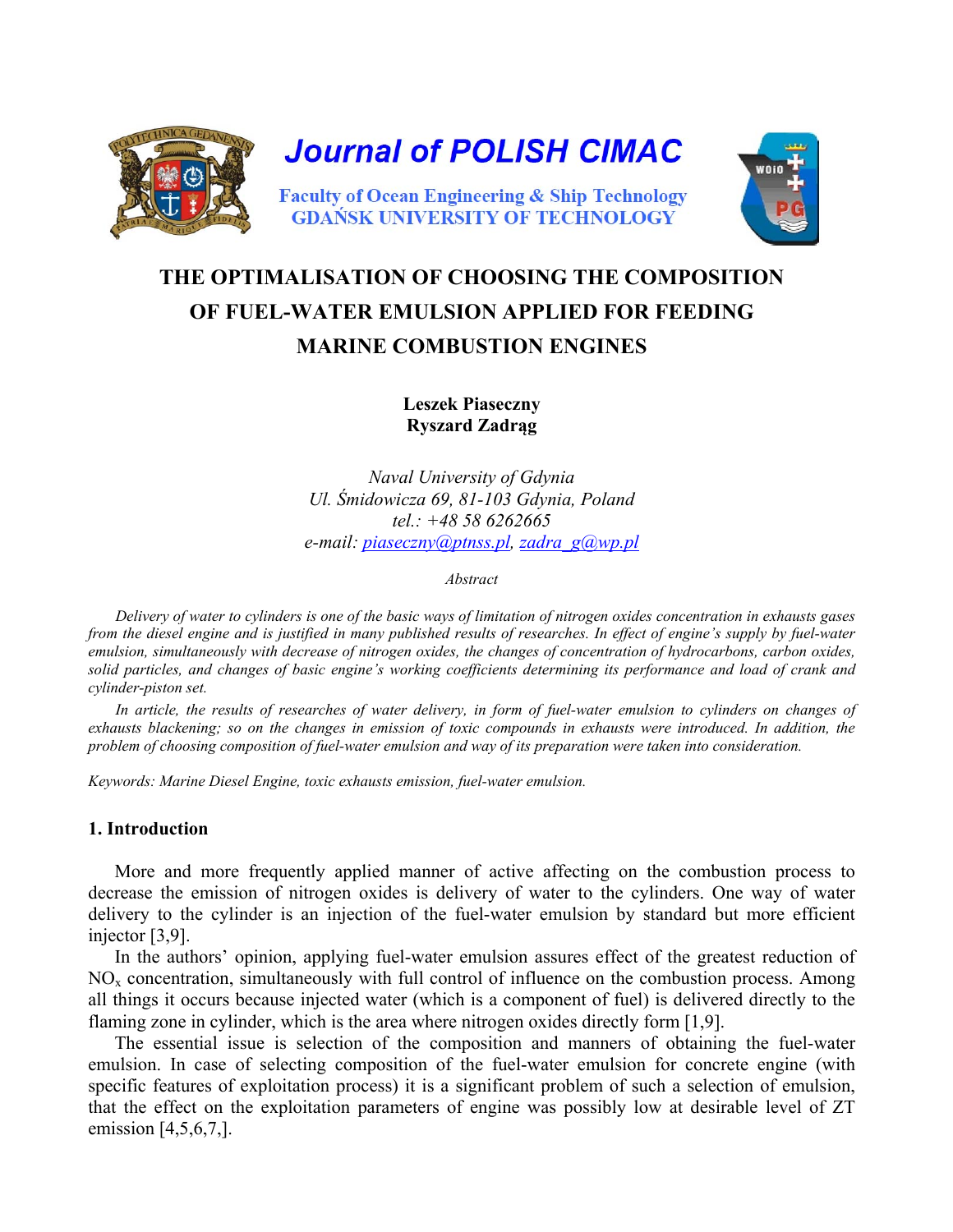Journal of POLISH CIMAC

Faculty of Ocean Engineering & Ship Technology
GDAŃSK UNIVERSITY OF TECHNOLOGY

# THE OPTIMALISATION OF CHOOSING THE COMPOSITION OF FUEL-WATER EMULSION APPLIED FOR FEEDING MARINE COMBUSTION ENGINES

**Leszek Piaseczny**
**Ryszard Zadrąg**

*Naval University of Gdynia*
*Ul. Śmidowicza 69, 81-103 Gdynia, Poland*
*tel.: +48 58 6262665*
*e-mail: piaseczny@ptnss.pl, zadra_g@wp.pl*

*Abstract*

*Delivery of water to cylinders is one of the basic ways of limitation of nitrogen oxides concentration in exhausts gases from the diesel engine and is justified in many published results of researches. In effect of engine's supply by fuel-water emulsion, simultaneously with decrease of nitrogen oxides, the changes of concentration of hydrocarbons, carbon oxides, solid particles, and changes of basic engine's working coefficients determining its performance and load of crank and cylinder-piston set.*

*In article, the results of researches of water delivery, in form of fuel-water emulsion to cylinders on changes of exhausts blackening; so on the changes in emission of toxic compounds in exhausts were introduced. In addition, the problem of choosing composition of fuel-water emulsion and way of its preparation were taken into consideration.*

*Keywords: Marine Diesel Engine, toxic exhausts emission, fuel-water emulsion.*

## 1. Introduction

More and more frequently applied manner of active affecting on the combustion process to decrease the emission of nitrogen oxides is delivery of water to the cylinders. One way of water delivery to the cylinder is an injection of the fuel-water emulsion by standard but more efficient injector [3,9].

In the authors' opinion, applying fuel-water emulsion assures effect of the greatest reduction of $NO_x$ concentration, simultaneously with full control of influence on the combustion process. Among all things it occurs because injected water (which is a component of fuel) is delivered directly to the flaming zone in cylinder, which is the area where nitrogen oxides directly form [1,9].

The essential issue is selection of the composition and manners of obtaining the fuel-water emulsion. In case of selecting composition of the fuel-water emulsion for concrete engine (with specific features of exploitation process) it is a significant problem of such a selection of emulsion, that the effect on the exploitation parameters of engine was possibly low at desirable level of ZT emission [4,5,6,7,].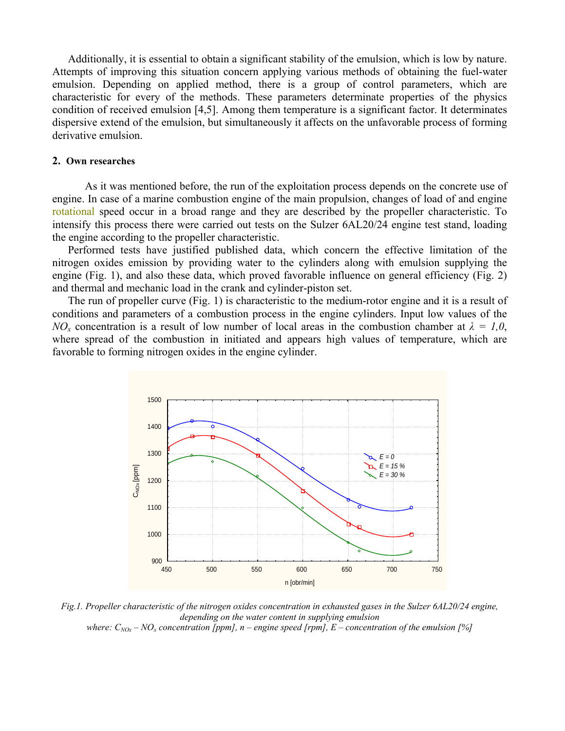Additionally, it is essential to obtain a significant stability of the emulsion, which is low by nature. Attempts of improving this situation concern applying various methods of obtaining the fuel-water emulsion. Depending on applied method, there is a group of control parameters, which are characteristic for every of the methods. These parameters determinate properties of the physics condition of received emulsion [4,5]. Among them temperature is a significant factor. It determinates dispersive extend of the emulsion, but simultaneously it affects on the unfavorable process of forming derivative emulsion.

## 2. Own researches

As it was mentioned before, the run of the exploitation process depends on the concrete use of engine. In case of a marine combustion engine of the main propulsion, changes of load of and engine rotational speed occur in a broad range and they are described by the propeller characteristic. To intensify this process there were carried out tests on the Sulzer 6AL20/24 engine test stand, loading the engine according to the propeller characteristic.

Performed tests have justified published data, which concern the effective limitation of the nitrogen oxides emission by providing water to the cylinders along with emulsion supplying the engine (Fig. 1), and also these data, which proved favorable influence on general efficiency (Fig. 2) and thermal and mechanic load in the crank and cylinder-piston set.

The run of propeller curve (Fig. 1) is characteristic to the medium-rotor engine and it is a result of conditions and parameters of a combustion process in the engine cylinders. Input low values of the $NO_x$ concentration is a result of low number of local areas in the combustion chamber at $\lambda = 1,0$, where spread of the combustion in initiated and appears high values of temperature, which are favorable to forming nitrogen oxides in the engine cylinder.

*Fig.1. Propeller characteristic of the nitrogen oxides concentration in exhausted gases in the Sulzer 6AL20/24 engine, depending on the water content in supplying emulsion where: $C_{NOx}$ – $NO_x$ concentration [ppm], n – engine speed [rpm], E – concentration of the emulsion [%]*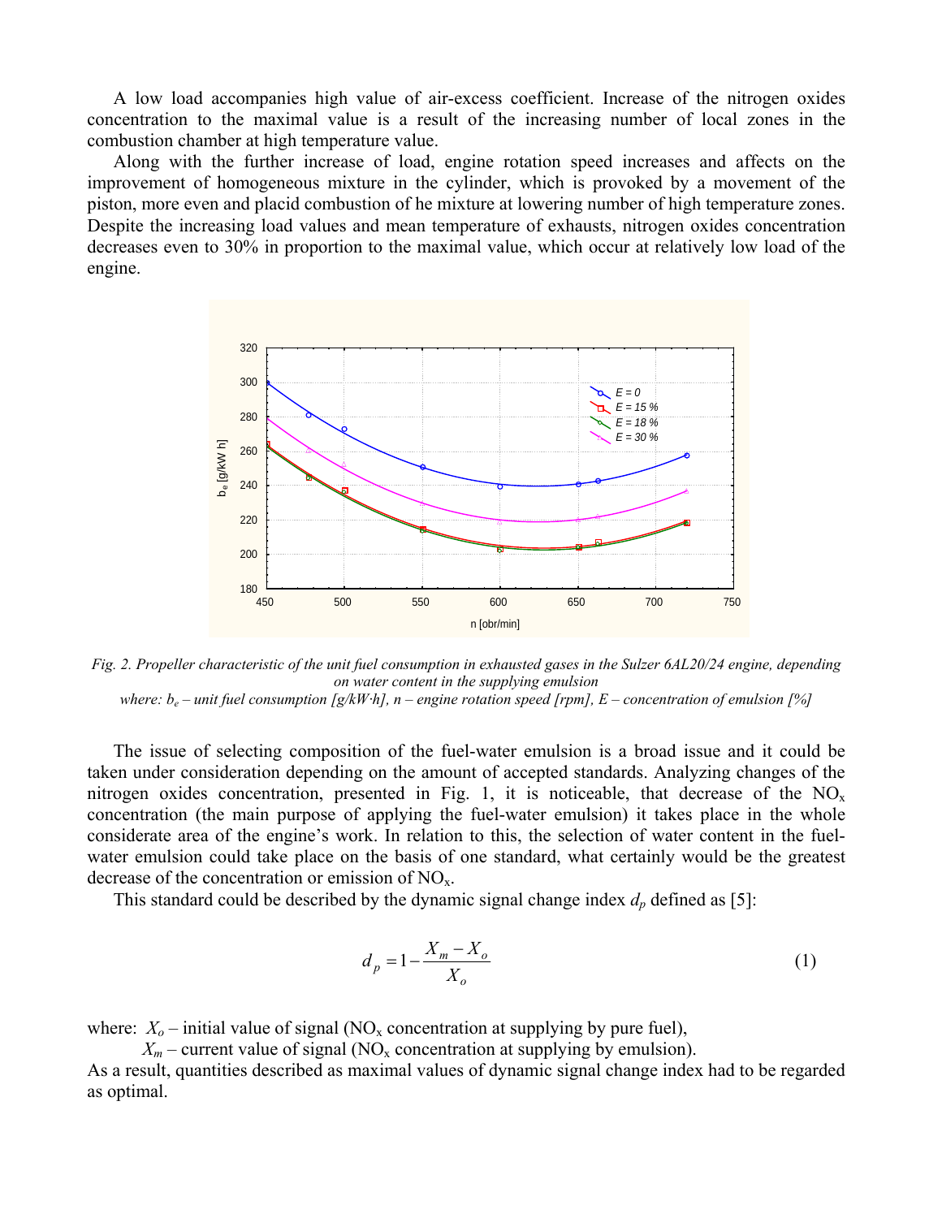A low load accompanies high value of air-excess coefficient. Increase of the nitrogen oxides concentration to the maximal value is a result of the increasing number of local zones in the combustion chamber at high temperature value.

Along with the further increase of load, engine rotation speed increases and affects on the improvement of homogeneous mixture in the cylinder, which is provoked by a movement of the piston, more even and placid combustion of he mixture at lowering number of high temperature zones. Despite the increasing load values and mean temperature of exhausts, nitrogen oxides concentration decreases even to 30% in proportion to the maximal value, which occur at relatively low load of the engine.

*Fig. 2. Propeller characteristic of the unit fuel consumption in exhausted gases in the Sulzer 6AL20/24 engine, depending on water content in the supplying emulsion*
*where: $b_e$ – unit fuel consumption [g/kW·h], n – engine rotation speed [rpm], E – concentration of emulsion [%]*

The issue of selecting composition of the fuel-water emulsion is a broad issue and it could be taken under consideration depending on the amount of accepted standards. Analyzing changes of the nitrogen oxides concentration, presented in Fig. 1, it is noticeable, that decrease of the $NO_x$ concentration (the main purpose of applying the fuel-water emulsion) it takes place in the whole considerate area of the engine's work. In relation to this, the selection of water content in the fuel-water emulsion could take place on the basis of one standard, what certainly would be the greatest decrease of the concentration or emission of $NO_x$.

This standard could be described by the dynamic signal change index $d_p$ defined as [5]:

$$d_p = 1 - \frac{X_m - X_o}{X_o} \tag{1}$$

where: $X_o$ – initial value of signal ($NO_x$ concentration at supplying by pure fuel),
$X_m$ – current value of signal ($NO_x$ concentration at supplying by emulsion).

As a result, quantities described as maximal values of dynamic signal change index had to be regarded as optimal.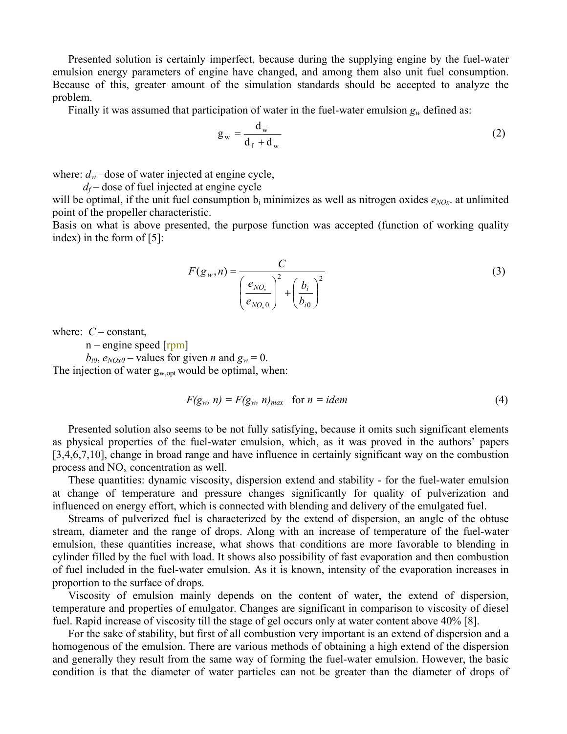Presented solution is certainly imperfect, because during the supplying engine by the fuel-water emulsion energy parameters of engine have changed, and among them also unit fuel consumption. Because of this, greater amount of the simulation standards should be accepted to analyze the problem.

Finally it was assumed that participation of water in the fuel-water emulsion $g_w$ defined as:

$$g_w = \frac{d_w}{d_f + d_w} \tag{2}$$

where: $d_w$ –dose of water injected at engine cycle,

$d_f$ – dose of fuel injected at engine cycle

will be optimal, if the unit fuel consumption $b_i$ minimizes as well as nitrogen oxides $e_{NOx}$. at unlimited point of the propeller characteristic.

Basis on what is above presented, the purpose function was accepted (function of working quality index) in the form of [5]:

$$F(g_w, n) = \frac{C}{\left(\frac{e_{NO_x}}{e_{NO_x 0}}\right)^2 + \left(\frac{b_i}{b_{i0}}\right)^2} \tag{3}$$

where: $C$ – constant,

n – engine speed [rpm]

$b_{i0}$, $e_{NOx0}$ – values for given $n$ and $g_w = 0$.

The injection of water $g_{w,opt}$ would be optimal, when:

$$F(g_w, n) = F(g_w, n)_{max} \quad \text{for } n = idem \tag{4}$$

Presented solution also seems to be not fully satisfying, because it omits such significant elements as physical properties of the fuel-water emulsion, which, as it was proved in the authors' papers [3,4,6,7,10], change in broad range and have influence in certainly significant way on the combustion process and $NO_x$ concentration as well.

These quantities: dynamic viscosity, dispersion extend and stability - for the fuel-water emulsion at change of temperature and pressure changes significantly for quality of pulverization and influenced on energy effort, which is connected with blending and delivery of the emulgated fuel.

Streams of pulverized fuel is characterized by the extend of dispersion, an angle of the obtuse stream, diameter and the range of drops. Along with an increase of temperature of the fuel-water emulsion, these quantities increase, what shows that conditions are more favorable to blending in cylinder filled by the fuel with load. It shows also possibility of fast evaporation and then combustion of fuel included in the fuel-water emulsion. As it is known, intensity of the evaporation increases in proportion to the surface of drops.

Viscosity of emulsion mainly depends on the content of water, the extend of dispersion, temperature and properties of emulgator. Changes are significant in comparison to viscosity of diesel fuel. Rapid increase of viscosity till the stage of gel occurs only at water content above 40% [8].

For the sake of stability, but first of all combustion very important is an extend of dispersion and a homogenous of the emulsion. There are various methods of obtaining a high extend of the dispersion and generally they result from the same way of forming the fuel-water emulsion. However, the basic condition is that the diameter of water particles can not be greater than the diameter of drops of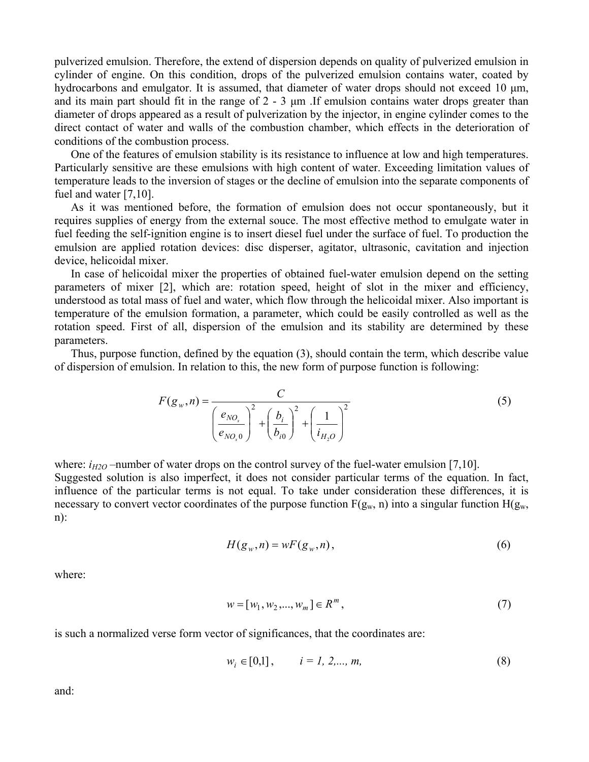pulverized emulsion. Therefore, the extend of dispersion depends on quality of pulverized emulsion in cylinder of engine. On this condition, drops of the pulverized emulsion contains water, coated by hydrocarbons and emulgator. It is assumed, that diameter of water drops should not exceed 10 μm, and its main part should fit in the range of 2 - 3 μm .If emulsion contains water drops greater than diameter of drops appeared as a result of pulverization by the injector, in engine cylinder comes to the direct contact of water and walls of the combustion chamber, which effects in the deterioration of conditions of the combustion process.

One of the features of emulsion stability is its resistance to influence at low and high temperatures. Particularly sensitive are these emulsions with high content of water. Exceeding limitation values of temperature leads to the inversion of stages or the decline of emulsion into the separate components of fuel and water [7,10].

As it was mentioned before, the formation of emulsion does not occur spontaneously, but it requires supplies of energy from the external souce. The most effective method to emulgate water in fuel feeding the self-ignition engine is to insert diesel fuel under the surface of fuel. To production the emulsion are applied rotation devices: disc disperser, agitator, ultrasonic, cavitation and injection device, helicoidal mixer.

In case of helicoidal mixer the properties of obtained fuel-water emulsion depend on the setting parameters of mixer [2], which are: rotation speed, height of slot in the mixer and efficiency, understood as total mass of fuel and water, which flow through the helicoidal mixer. Also important is temperature of the emulsion formation, a parameter, which could be easily controlled as well as the rotation speed. First of all, dispersion of the emulsion and its stability are determined by these parameters.

Thus, purpose function, defined by the equation (3), should contain the term, which describe value of dispersion of emulsion. In relation to this, the new form of purpose function is following:

$$F(g_w, n) = \frac{C}{\left(\frac{e_{NO_x}}{e_{NO_x0}}\right)^2 + \left(\frac{b_i}{b_{i0}}\right)^2 + \left(\frac{1}{i_{H_2O}}\right)^2} \tag{5}$$

where: $i_{H2O}$ –number of water drops on the control survey of the fuel-water emulsion [7,10].
Suggested solution is also imperfect, it does not consider particular terms of the equation. In fact, influence of the particular terms is not equal. To take under consideration these differences, it is necessary to convert vector coordinates of the purpose function $F(g_w, n)$ into a singular function $H(g_w, n)$:

$$H(g_w, n) = wF(g_w, n), \tag{6}$$

where:

$$w = [w_1, w_2, ..., w_m] \in R^m, \tag{7}$$

is such a normalized verse form vector of significances, that the coordinates are:

$$w_i \in [0,1], \qquad i = 1, 2, ..., m, \tag{8}$$

and: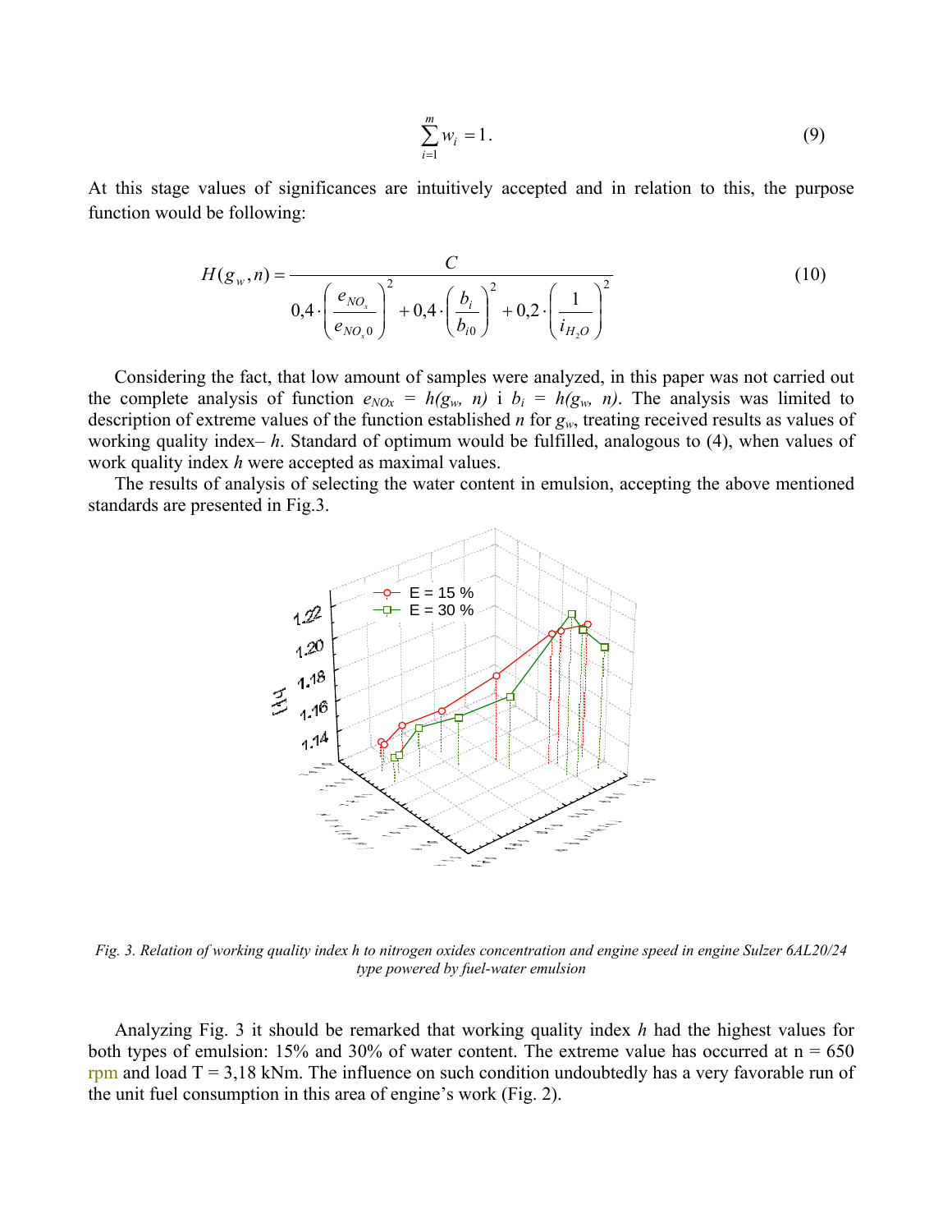$$\sum_{i=1}^{m} w_i = 1. \tag{9}$$

At this stage values of significances are intuitively accepted and in relation to this, the purpose function would be following:

$$H(g_w, n) = \frac{C}{0{,}4 \cdot \left(\dfrac{e_{NO_x}}{e_{NO_x0}}\right)^2 + 0{,}4 \cdot \left(\dfrac{b_i}{b_{i0}}\right)^2 + 0{,}2 \cdot \left(\dfrac{1}{i_{H_2O}}\right)^2} \tag{10}$$

Considering the fact, that low amount of samples were analyzed, in this paper was not carried out the complete analysis of function $e_{NOx} = h(g_w, n)$ i $b_i = h(g_w, n)$. The analysis was limited to description of extreme values of the function established $n$ for $g_w$, treating received results as values of working quality index– $h$. Standard of optimum would be fulfilled, analogous to (4), when values of work quality index $h$ were accepted as maximal values.

The results of analysis of selecting the water content in emulsion, accepting the above mentioned standards are presented in Fig.3.

*Fig. 3. Relation of working quality index h to nitrogen oxides concentration and engine speed in engine Sulzer 6AL20/24 type powered by fuel-water emulsion*

Analyzing Fig. 3 it should be remarked that working quality index $h$ had the highest values for both types of emulsion: 15% and 30% of water content. The extreme value has occurred at n = 650 rpm and load T = 3,18 kNm. The influence on such condition undoubtedly has a very favorable run of the unit fuel consumption in this area of engine's work (Fig. 2).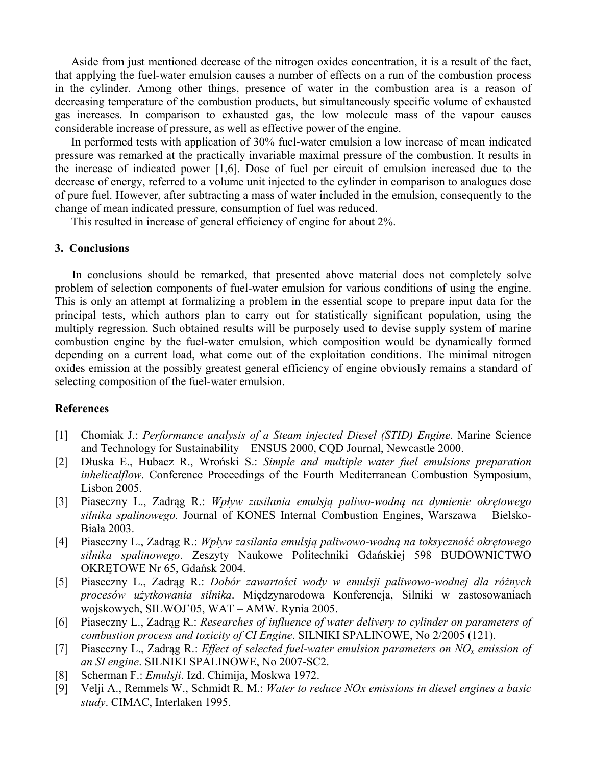Aside from just mentioned decrease of the nitrogen oxides concentration, it is a result of the fact, that applying the fuel-water emulsion causes a number of effects on a run of the combustion process in the cylinder. Among other things, presence of water in the combustion area is a reason of decreasing temperature of the combustion products, but simultaneously specific volume of exhausted gas increases. In comparison to exhausted gas, the low molecule mass of the vapour causes considerable increase of pressure, as well as effective power of the engine.

In performed tests with application of 30% fuel-water emulsion a low increase of mean indicated pressure was remarked at the practically invariable maximal pressure of the combustion. It results in the increase of indicated power [1,6]. Dose of fuel per circuit of emulsion increased due to the decrease of energy, referred to a volume unit injected to the cylinder in comparison to analogues dose of pure fuel. However, after subtracting a mass of water included in the emulsion, consequently to the change of mean indicated pressure, consumption of fuel was reduced.

This resulted in increase of general efficiency of engine for about 2%.

## 3. Conclusions

In conclusions should be remarked, that presented above material does not completely solve problem of selection components of fuel-water emulsion for various conditions of using the engine. This is only an attempt at formalizing a problem in the essential scope to prepare input data for the principal tests, which authors plan to carry out for statistically significant population, using the multiply regression. Such obtained results will be purposely used to devise supply system of marine combustion engine by the fuel-water emulsion, which composition would be dynamically formed depending on a current load, what come out of the exploitation conditions. The minimal nitrogen oxides emission at the possibly greatest general efficiency of engine obviously remains a standard of selecting composition of the fuel-water emulsion.

## References

[1] Chomiak J.: *Performance analysis of a Steam injected Diesel (STID) Engine*. Marine Science and Technology for Sustainability – ENSUS 2000, CQD Journal, Newcastle 2000.

[2] Dłuska E., Hubacz R., Wroński S.: *Simple and multiple water fuel emulsions preparation inhelicalflow*. Conference Proceedings of the Fourth Mediterranean Combustion Symposium, Lisbon 2005.

[3] Piaseczny L., Zadrąg R.: *Wpływ zasilania emulsją paliwo-wodną na dymienie okrętowego silnika spalinowego.* Journal of KONES Internal Combustion Engines, Warszawa – Bielsko-Biała 2003.

[4] Piaseczny L., Zadrąg R.: *Wpływ zasilania emulsją paliwowo-wodną na toksyczność okrętowego silnika spalinowego*. Zeszyty Naukowe Politechniki Gdańskiej 598 BUDOWNICTWO OKRĘTOWE Nr 65, Gdańsk 2004.

[5] Piaseczny L., Zadrąg R.: *Dobór zawartości wody w emulsji paliwowo-wodnej dla różnych procesów użytkowania silnika*. Międzynarodowa Konferencja, Silniki w zastosowaniach wojskowych, SILWOJ'05, WAT – AMW. Rynia 2005.

[6] Piaseczny L., Zadrąg R.: *Researches of influence of water delivery to cylinder on parameters of combustion process and toxicity of CI Engine*. SILNIKI SPALINOWE, No 2/2005 (121).

[7] Piaseczny L., Zadrąg R.: *Effect of selected fuel-water emulsion parameters on $NO_x$ emission of an SI engine*. SILNIKI SPALINOWE, No 2007-SC2.

[8] Scherman F.: *Emulsji*. Izd. Chimija, Moskwa 1972.

[9] Velji A., Remmels W., Schmidt R. M.: *Water to reduce NOx emissions in diesel engines a basic study*. CIMAC, Interlaken 1995.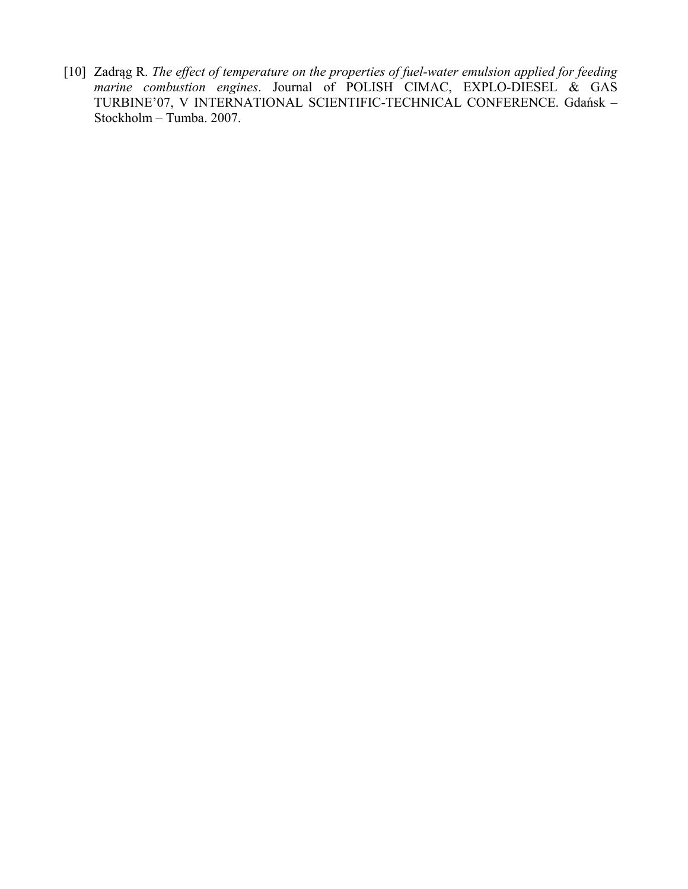[10] Zadrąg R. *The effect of temperature on the properties of fuel-water emulsion applied for feeding marine combustion engines*. Journal of POLISH CIMAC, EXPLO-DIESEL & GAS TURBINE'07, V INTERNATIONAL SCIENTIFIC-TECHNICAL CONFERENCE. Gdańsk – Stockholm – Tumba. 2007.